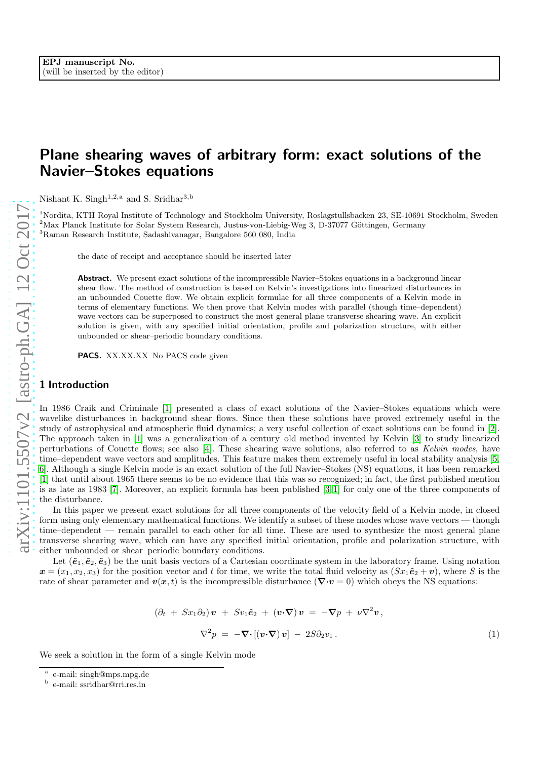EPJ manuscript No.
(will be inserted by the editor)

# Plane shearing waves of arbitrary form: exact solutions of the Navier–Stokes equations

Nishant K. Singh[1,2,a] and S. Sridhar[3,b]

[1]Nordita, KTH Royal Institute of Technology and Stockholm University, Roslagstullsbacken 23, SE-10691 Stockholm, Sweden
[2]Max Planck Institute for Solar System Research, Justus-von-Liebig-Weg 3, D-37077 Göttingen, Germany
[3]Raman Research Institute, Sadashivanagar, Bangalore 560 080, India

the date of receipt and acceptance should be inserted later

**Abstract.** We present exact solutions of the incompressible Navier–Stokes equations in a background linear shear flow. The method of construction is based on Kelvin's investigations into linearized disturbances in an unbounded Couette flow. We obtain explicit formulae for all three components of a Kelvin mode in terms of elementary functions. We then prove that Kelvin modes with parallel (though time–dependent) wave vectors can be superposed to construct the most general plane transverse shearing wave. An explicit solution is given, with any specified initial orientation, profile and polarization structure, with either unbounded or shear–periodic boundary conditions.

**PACS.** XX.XX.XX No PACS code given

## 1 Introduction

In 1986 Craik and Criminale [1] presented a class of exact solutions of the Navier–Stokes equations which were wavelike disturbances in background shear flows. Since then these solutions have proved extremely useful in the study of astrophysical and atmospheric fluid dynamics; a very useful collection of exact solutions can be found in [2]. The approach taken in [1] was a generalization of a century–old method invented by Kelvin [3] to study linearized perturbations of Couette flows; see also [4]. These shearing wave solutions, also referred to as *Kelvin modes*, have time–dependent wave vectors and amplitudes. This feature makes them extremely useful in local stability analysis [5, 6]. Although a single Kelvin mode is an exact solution of the full Navier–Stokes (NS) equations, it has been remarked [1] that until about 1965 there seems to be no evidence that this was so recognized; in fact, the first published mention is as late as 1983 [7]. Moreover, an explicit formula has been published [3,1] for only one of the three components of the disturbance.

In this paper we present exact solutions for all three components of the velocity field of a Kelvin mode, in closed form using only elementary mathematical functions. We identify a subset of these modes whose wave vectors — though time–dependent — remain parallel to each other for all time. These are used to synthesize the most general plane transverse shearing wave, which can have any specified initial orientation, profile and polarization structure, with either unbounded or shear–periodic boundary conditions.

Let $(\hat{\boldsymbol{e}}_1, \hat{\boldsymbol{e}}_2, \hat{\boldsymbol{e}}_3)$ be the unit basis vectors of a Cartesian coordinate system in the laboratory frame. Using notation $\boldsymbol{x} = (x_1, x_2, x_3)$ for the position vector and $t$ for time, we write the total fluid velocity as $(Sx_1\hat{\boldsymbol{e}}_2 + \boldsymbol{v})$, where $S$ is the rate of shear parameter and $\boldsymbol{v}(\boldsymbol{x}, t)$ is the incompressible disturbance ($\boldsymbol{\nabla}\boldsymbol{\cdot}\boldsymbol{v} = 0$) which obeys the NS equations:

$$
\begin{aligned}
(\partial_t \,+\, Sx_1\partial_2)\,\boldsymbol{v} \,+\, Sv_1\hat{\boldsymbol{e}}_2 \,+\, (\boldsymbol{v}\boldsymbol{\cdot}\boldsymbol{\nabla})\,\boldsymbol{v} \,&=\, -\boldsymbol{\nabla}p \,+\, \nu\nabla^2\boldsymbol{v}\,,\\
\nabla^2 p \,&=\, -\boldsymbol{\nabla}\boldsymbol{\cdot}\left[(\boldsymbol{v}\boldsymbol{\cdot}\boldsymbol{\nabla})\,\boldsymbol{v}\right] \,-\, 2S\partial_2 v_1\,.
\end{aligned}
\tag{1}
$$

We seek a solution in the form of a single Kelvin mode

---

[a] e-mail: singh@mps.mpg.de
[b] e-mail: ssridhar@rri.res.in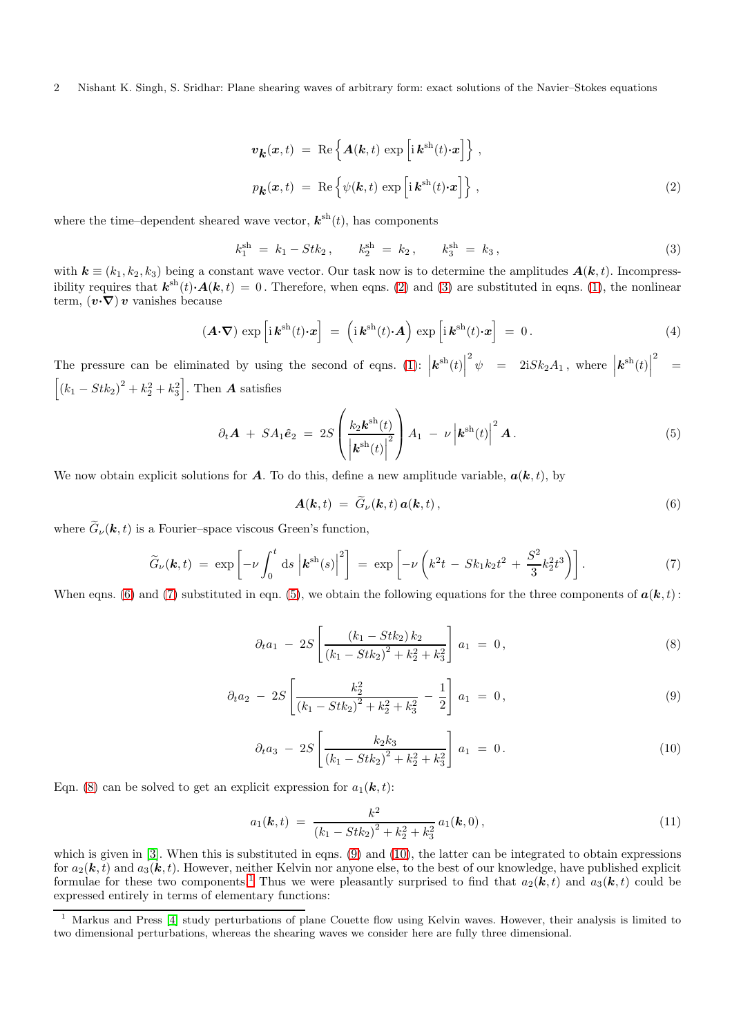$$
\begin{aligned}
\boldsymbol{v}_{\boldsymbol{k}}(\boldsymbol{x}, t) &= \operatorname{Re}\left\{ \boldsymbol{A}(\boldsymbol{k}, t) \, \exp\left[ \mathrm{i}\, \boldsymbol{k}^{\mathrm{sh}}(t) \cdot \boldsymbol{x} \right] \right\}, \\
p_{\boldsymbol{k}}(\boldsymbol{x}, t) &= \operatorname{Re}\left\{ \psi(\boldsymbol{k}, t) \, \exp\left[ \mathrm{i}\, \boldsymbol{k}^{\mathrm{sh}}(t) \cdot \boldsymbol{x} \right] \right\},
\end{aligned} \tag{2}
$$

where the time–dependent sheared wave vector, $\boldsymbol{k}^{\mathrm{sh}}(t)$, has components

$$
k_1^{\mathrm{sh}} \;=\; k_1 - S t k_2 \,, \qquad k_2^{\mathrm{sh}} \;=\; k_2 \,, \qquad k_3^{\mathrm{sh}} \;=\; k_3 \,, \tag{3}
$$

with $\boldsymbol{k} \equiv (k_1, k_2, k_3)$ being a constant wave vector. Our task now is to determine the amplitudes $\boldsymbol{A}(\boldsymbol{k}, t)$. Incompressibility requires that $\boldsymbol{k}^{\mathrm{sh}}(t) \cdot \boldsymbol{A}(\boldsymbol{k}, t) = 0$. Therefore, when eqns. (2) and (3) are substituted in eqns. (1), the nonlinear term, $(\boldsymbol{v} \cdot \boldsymbol{\nabla})\, \boldsymbol{v}$ vanishes because

$$
(\boldsymbol{A} \cdot \boldsymbol{\nabla}) \, \exp\left[ \mathrm{i}\, \boldsymbol{k}^{\mathrm{sh}}(t) \cdot \boldsymbol{x} \right] \;=\; \left( \mathrm{i}\, \boldsymbol{k}^{\mathrm{sh}}(t) \cdot \boldsymbol{A} \right) \exp\left[ \mathrm{i}\, \boldsymbol{k}^{\mathrm{sh}}(t) \cdot \boldsymbol{x} \right] \;=\; 0 \,. \tag{4}
$$

The pressure can be eliminated by using the second of eqns. (1): $\left| \boldsymbol{k}^{\mathrm{sh}}(t) \right|^2 \psi \;=\; 2\mathrm{i} S k_2 A_1$, where $\left| \boldsymbol{k}^{\mathrm{sh}}(t) \right|^2 = \left[ (k_1 - S t k_2)^2 + k_2^2 + k_3^2 \right]$. Then $\boldsymbol{A}$ satisfies

$$
\partial_t \boldsymbol{A} \;+\; S A_1 \hat{\boldsymbol{e}}_2 \;=\; 2S \left( \frac{k_2 \boldsymbol{k}^{\mathrm{sh}}(t)}{\left| \boldsymbol{k}^{\mathrm{sh}}(t) \right|^2} \right) A_1 \;-\; \nu \left| \boldsymbol{k}^{\mathrm{sh}}(t) \right|^2 \boldsymbol{A} \,. \tag{5}
$$

We now obtain explicit solutions for $\boldsymbol{A}$. To do this, define a new amplitude variable, $\boldsymbol{a}(\boldsymbol{k}, t)$, by

$$
\boldsymbol{A}(\boldsymbol{k}, t) \;=\; \widetilde{G}_\nu(\boldsymbol{k}, t) \, \boldsymbol{a}(\boldsymbol{k}, t) \,, \tag{6}
$$

where $\widetilde{G}_\nu(\boldsymbol{k}, t)$ is a Fourier–space viscous Green's function,

$$
\widetilde{G}_\nu(\boldsymbol{k}, t) \;=\; \exp\left[ -\nu \int_0^t \mathrm{d}s \, \left| \boldsymbol{k}^{\mathrm{sh}}(s) \right|^2 \right] \;=\; \exp\left[ -\nu \left( k^2 t \;-\; S k_1 k_2 t^2 \;+\; \frac{S^2}{3} k_2^2 t^3 \right) \right]. \tag{7}
$$

When eqns. (6) and (7) substituted in eqn. (5), we obtain the following equations for the three components of $\boldsymbol{a}(\boldsymbol{k}, t)$:

$$
\partial_t a_1 \;-\; 2S \left[ \frac{(k_1 - S t k_2)\, k_2}{(k_1 - S t k_2)^2 + k_2^2 + k_3^2} \right] a_1 \;=\; 0 \,, \tag{8}
$$

$$
\partial_t a_2 \;-\; 2S \left[ \frac{k_2^2}{(k_1 - S t k_2)^2 + k_2^2 + k_3^2} \;-\; \frac{1}{2} \right] a_1 \;=\; 0 \,, \tag{9}
$$

$$
\partial_t a_3 \;-\; 2S \left[ \frac{k_2 k_3}{(k_1 - S t k_2)^2 + k_2^2 + k_3^2} \right] a_1 \;=\; 0 \,. \tag{10}
$$

Eqn. (8) can be solved to get an explicit expression for $a_1(\boldsymbol{k}, t)$:

$$
a_1(\boldsymbol{k}, t) \;=\; \frac{k^2}{(k_1 - S t k_2)^2 + k_2^2 + k_3^2} \, a_1(\boldsymbol{k}, 0) \,, \tag{11}
$$

which is given in [3]. When this is substituted in eqns. (9) and (10), the latter can be integrated to obtain expressions for $a_2(\boldsymbol{k}, t)$ and $a_3(\boldsymbol{k}, t)$. However, neither Kelvin nor anyone else, to the best of our knowledge, have published explicit formulae for these two components.[1] Thus we were pleasantly surprised to find that $a_2(\boldsymbol{k}, t)$ and $a_3(\boldsymbol{k}, t)$ could be expressed entirely in terms of elementary functions:

[1] Markus and Press [4] study perturbations of plane Couette flow using Kelvin waves. However, their analysis is limited to two dimensional perturbations, whereas the shearing waves we consider here are fully three dimensional.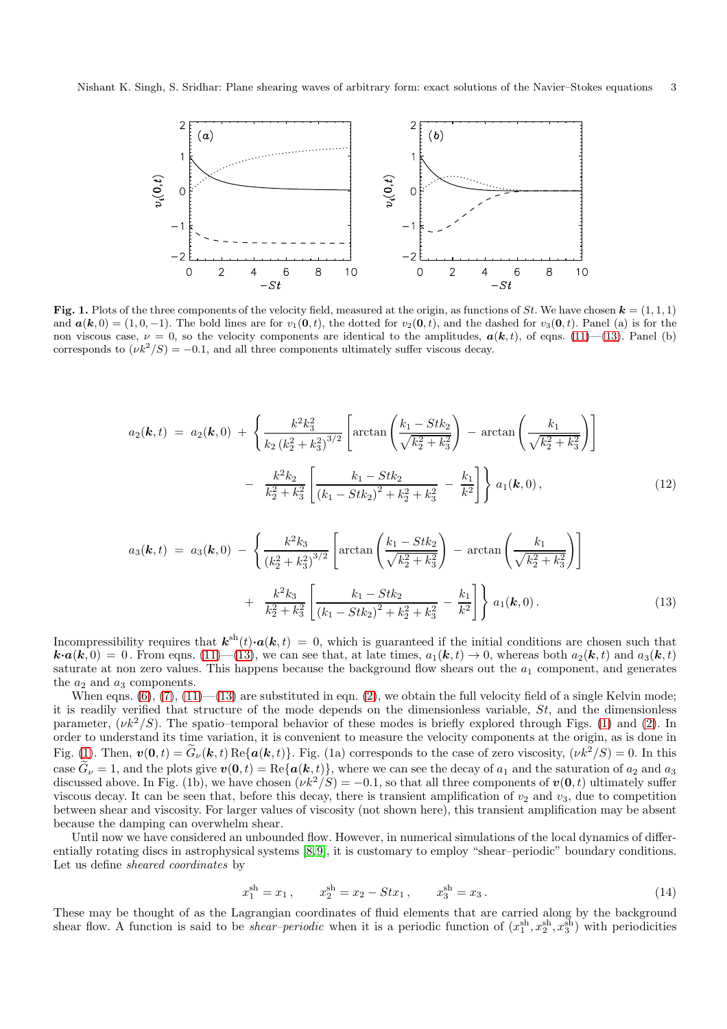**Fig. 1.** Plots of the three components of the velocity field, measured at the origin, as functions of $St$. We have chosen $\boldsymbol{k} = (1, 1, 1)$ and $\boldsymbol{a}(\boldsymbol{k}, 0) = (1, 0, -1)$. The bold lines are for $v_1(\boldsymbol{0}, t)$, the dotted for $v_2(\boldsymbol{0}, t)$, and the dashed for $v_3(\boldsymbol{0}, t)$. Panel (a) is for the non viscous case, $\nu = 0$, so the velocity components are identical to the amplitudes, $\boldsymbol{a}(\boldsymbol{k}, t)$, of eqns. (11)—(13). Panel (b) corresponds to $(\nu k^2/S) = -0.1$, and all three components ultimately suffer viscous decay.

$$
\begin{aligned}
a_2(\boldsymbol{k}, t) \;=\; a_2(\boldsymbol{k}, 0) \;+\; \Bigg\{ \frac{k^2 k_3^2}{k_2\left(k_2^2 + k_3^2\right)^{3/2}} \left[ \arctan\left( \frac{k_1 - Stk_2}{\sqrt{k_2^2 + k_3^2}} \right) \;-\; \arctan\left( \frac{k_1}{\sqrt{k_2^2 + k_3^2}} \right) \right] \\
-\; \frac{k^2 k_2}{k_2^2 + k_3^2} \left[ \frac{k_1 - Stk_2}{\left(k_1 - Stk_2\right)^2 + k_2^2 + k_3^2} \;-\; \frac{k_1}{k^2} \right] \Bigg\} \; a_1(\boldsymbol{k}, 0) \,,
\end{aligned}
\tag{12}
$$

$$
\begin{aligned}
a_3(\boldsymbol{k}, t) \;=\; a_3(\boldsymbol{k}, 0) \;-\; \Bigg\{ \frac{k^2 k_3}{\left(k_2^2 + k_3^2\right)^{3/2}} \left[ \arctan\left( \frac{k_1 - Stk_2}{\sqrt{k_2^2 + k_3^2}} \right) \;-\; \arctan\left( \frac{k_1}{\sqrt{k_2^2 + k_3^2}} \right) \right] \\
+\; \frac{k^2 k_3}{k_2^2 + k_3^2} \left[ \frac{k_1 - Stk_2}{\left(k_1 - Stk_2\right)^2 + k_2^2 + k_3^2} \;-\; \frac{k_1}{k^2} \right] \Bigg\} \; a_1(\boldsymbol{k}, 0) \,.
\end{aligned}
\tag{13}
$$

Incompressibility requires that $\boldsymbol{k}^{\rm sh}(t) \boldsymbol{\cdot} \boldsymbol{a}(\boldsymbol{k}, t) = 0$, which is guaranteed if the initial conditions are chosen such that $\boldsymbol{k} \boldsymbol{\cdot} \boldsymbol{a}(\boldsymbol{k}, 0) = 0$. From eqns. (11)—(13), we can see that, at late times, $a_1(\boldsymbol{k}, t) \to 0$, whereas both $a_2(\boldsymbol{k}, t)$ and $a_3(\boldsymbol{k}, t)$ saturate at non zero values. This happens because the background flow shears out the $a_1$ component, and generates the $a_2$ and $a_3$ components.

When eqns. (6), (7), (11)—(13) are substituted in eqn. (2), we obtain the full velocity field of a single Kelvin mode; it is readily verified that structure of the mode depends on the dimensionless variable, $St$, and the dimensionless parameter, $(\nu k^2/S)$. The spatio–temporal behavior of these modes is briefly explored through Figs. (1) and (2). In order to understand its time variation, it is convenient to measure the velocity components at the origin, as is done in Fig. (1). Then, $\boldsymbol{v}(\boldsymbol{0}, t) = \widetilde{G}_\nu(\boldsymbol{k}, t)\,{\rm Re}\{\boldsymbol{a}(\boldsymbol{k}, t)\}$. Fig. (1a) corresponds to the case of zero viscosity, $(\nu k^2/S) = 0$. In this case $\widetilde{G}_\nu = 1$, and the plots give $\boldsymbol{v}(\boldsymbol{0}, t) = {\rm Re}\{\boldsymbol{a}(\boldsymbol{k}, t)\}$, where we can see the decay of $a_1$ and the saturation of $a_2$ and $a_3$ discussed above. In Fig. (1b), we have chosen $(\nu k^2/S) = -0.1$, so that all three components of $\boldsymbol{v}(\boldsymbol{0}, t)$ ultimately suffer viscous decay. It can be seen that, before this decay, there is transient amplification of $v_2$ and $v_3$, due to competition between shear and viscosity. For larger values of viscosity (not shown here), this transient amplification may be absent because the damping can overwhelm shear.

Until now we have considered an unbounded flow. However, in numerical simulations of the local dynamics of differentially rotating discs in astrophysical systems [8,9], it is customary to employ "shear–periodic" boundary conditions. Let us define *sheared coordinates* by

$$
x_1^{\rm sh} = x_1 \,, \qquad x_2^{\rm sh} = x_2 - Stx_1 \,, \qquad x_3^{\rm sh} = x_3 \,.
\tag{14}
$$

These may be thought of as the Lagrangian coordinates of fluid elements that are carried along by the background shear flow. A function is said to be *shear–periodic* when it is a periodic function of $(x_1^{\rm sh}, x_2^{\rm sh}, x_3^{\rm sh})$ with periodicities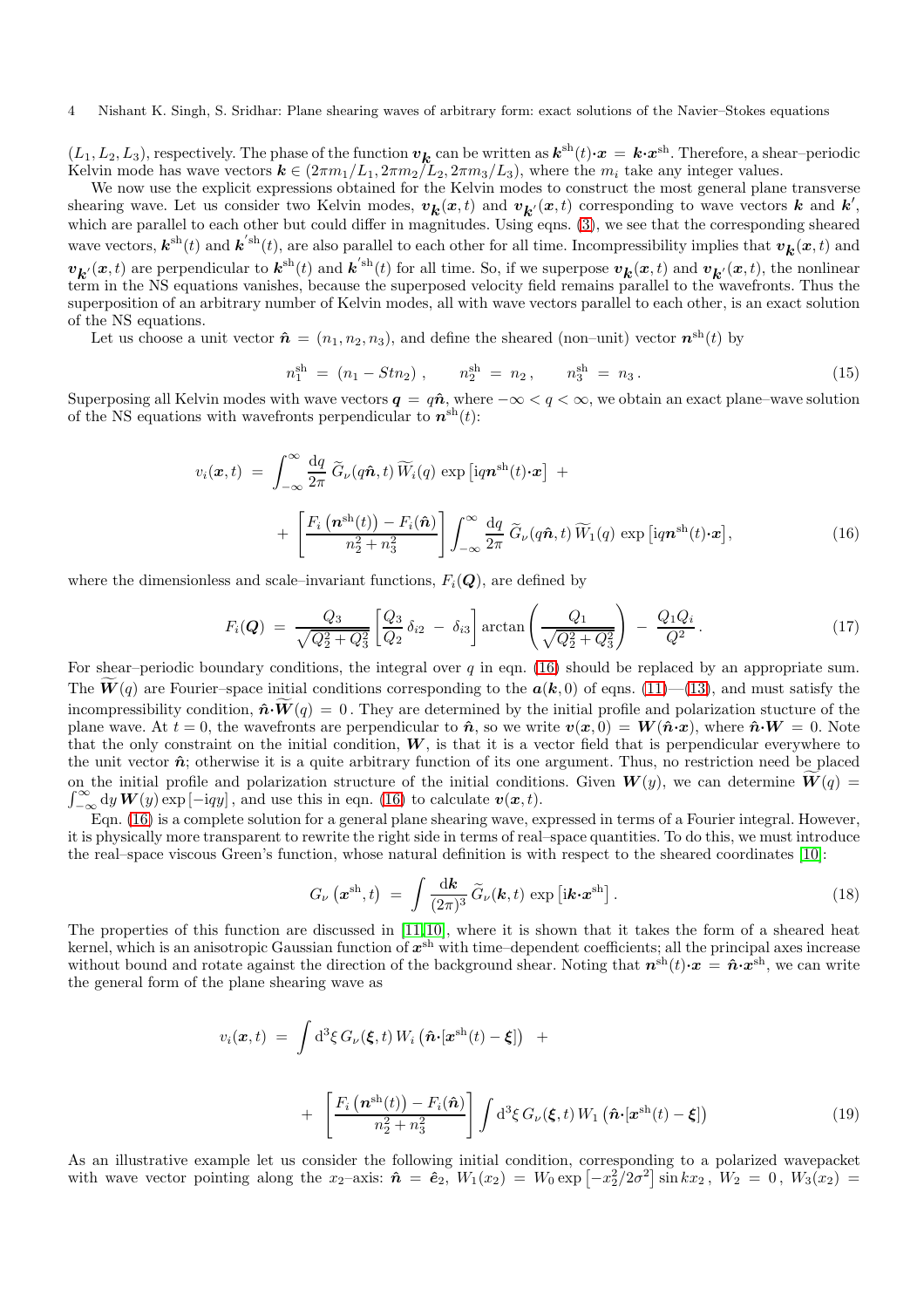$(L_1, L_2, L_3)$, respectively. The phase of the function $\boldsymbol{v}_{\boldsymbol{k}}$ can be written as $\boldsymbol{k}^{\rm sh}(t)\boldsymbol{\cdot}\boldsymbol{x} = \boldsymbol{k}\boldsymbol{\cdot}\boldsymbol{x}^{\rm sh}$. Therefore, a shear–periodic Kelvin mode has wave vectors $\boldsymbol{k} \in (2\pi m_1/L_1, 2\pi m_2/L_2, 2\pi m_3/L_3)$, where the $m_i$ take any integer values.

We now use the explicit expressions obtained for the Kelvin modes to construct the most general plane transverse shearing wave. Let us consider two Kelvin modes, $\boldsymbol{v}_{\boldsymbol{k}}(\boldsymbol{x}, t)$ and $\boldsymbol{v}_{\boldsymbol{k}'}(\boldsymbol{x}, t)$ corresponding to wave vectors $\boldsymbol{k}$ and $\boldsymbol{k}'$, which are parallel to each other but could differ in magnitudes. Using eqns. (3), we see that the corresponding sheared wave vectors, $\boldsymbol{k}^{\rm sh}(t)$ and $\boldsymbol{k}'^{\rm sh}(t)$, are also parallel to each other for all time. Incompressibility implies that $\boldsymbol{v}_{\boldsymbol{k}}(\boldsymbol{x}, t)$ and $\boldsymbol{v}_{\boldsymbol{k}'}(\boldsymbol{x}, t)$ are perpendicular to $\boldsymbol{k}^{\rm sh}(t)$ and $\boldsymbol{k}'^{\rm sh}(t)$ for all time. So, if we superpose $\boldsymbol{v}_{\boldsymbol{k}}(\boldsymbol{x}, t)$ and $\boldsymbol{v}_{\boldsymbol{k}'}(\boldsymbol{x}, t)$, the nonlinear term in the NS equations vanishes, because the superposed velocity field remains parallel to the wavefronts. Thus the superposition of an arbitrary number of Kelvin modes, all with wave vectors parallel to each other, is an exact solution of the NS equations.

Let us choose a unit vector $\hat{\boldsymbol{n}} = (n_1, n_2, n_3)$, and define the sheared (non–unit) vector $\boldsymbol{n}^{\rm sh}(t)$ by

$$n_1^{\rm sh} \;=\; (n_1 - Stn_2)\,, \qquad n_2^{\rm sh} \;=\; n_2\,, \qquad n_3^{\rm sh} \;=\; n_3\,. \tag{15}$$

Superposing all Kelvin modes with wave vectors $\boldsymbol{q} = q\hat{\boldsymbol{n}}$, where $-\infty < q < \infty$, we obtain an exact plane–wave solution of the NS equations with wavefronts perpendicular to $\boldsymbol{n}^{\rm sh}(t)$:

$$\begin{aligned} v_i(\boldsymbol{x}, t) \;=&\; \int_{-\infty}^{\infty} \frac{{\rm d}q}{2\pi}\, \widetilde{G}_\nu(q\hat{\boldsymbol{n}}, t)\, \widetilde{W}_i(q)\, \exp\left[{\rm i}q\boldsymbol{n}^{\rm sh}(t)\boldsymbol{\cdot}\boldsymbol{x}\right] \;+ \\ &+\; \left[\frac{F_i\left(\boldsymbol{n}^{\rm sh}(t)\right) - F_i(\hat{\boldsymbol{n}})}{n_2^2 + n_3^2}\right] \int_{-\infty}^{\infty} \frac{{\rm d}q}{2\pi}\, \widetilde{G}_\nu(q\hat{\boldsymbol{n}}, t)\, \widetilde{W}_1(q)\, \exp\left[{\rm i}q\boldsymbol{n}^{\rm sh}(t)\boldsymbol{\cdot}\boldsymbol{x}\right], \end{aligned} \tag{16}$$

where the dimensionless and scale–invariant functions, $F_i(\boldsymbol{Q})$, are defined by

$$F_i(\boldsymbol{Q}) \;=\; \frac{Q_3}{\sqrt{Q_2^2 + Q_3^2}}\left[\frac{Q_3}{Q_2}\,\delta_{i2} \;-\; \delta_{i3}\right]\arctan\left(\frac{Q_1}{\sqrt{Q_2^2 + Q_3^2}}\right) \;-\; \frac{Q_1 Q_i}{Q^2}\,. \tag{17}$$

For shear–periodic boundary conditions, the integral over $q$ in eqn. (16) should be replaced by an appropriate sum. The $\widetilde{\boldsymbol{W}}(q)$ are Fourier–space initial conditions corresponding to the $\boldsymbol{a}(\boldsymbol{k}, 0)$ of eqns. (11)—(13), and must satisfy the incompressibility condition, $\hat{\boldsymbol{n}}\boldsymbol{\cdot}\widetilde{\boldsymbol{W}}(q) = 0$. They are determined by the initial profile and polarization stucture of the plane wave. At $t = 0$, the wavefronts are perpendicular to $\hat{\boldsymbol{n}}$, so we write $\boldsymbol{v}(\boldsymbol{x}, 0) = \boldsymbol{W}(\hat{\boldsymbol{n}}\boldsymbol{\cdot}\boldsymbol{x})$, where $\hat{\boldsymbol{n}}\boldsymbol{\cdot}\boldsymbol{W} = 0$. Note that the only constraint on the initial condition, $\boldsymbol{W}$, is that it is a vector field that is perpendicular everywhere to the unit vector $\hat{\boldsymbol{n}}$; otherwise it is a quite arbitrary function of its one argument. Thus, no restriction need be placed on the initial profile and polarization structure of the initial conditions. Given $\boldsymbol{W}(y)$, we can determine $\widetilde{\boldsymbol{W}}(q) = \int_{-\infty}^{\infty} {\rm d}y\, \boldsymbol{W}(y) \exp\left[-{\rm i}qy\right]$, and use this in eqn. (16) to calculate $\boldsymbol{v}(\boldsymbol{x}, t)$.

Eqn. (16) is a complete solution for a general plane shearing wave, expressed in terms of a Fourier integral. However, it is physically more transparent to rewrite the right side in terms of real–space quantities. To do this, we must introduce the real–space viscous Green's function, whose natural definition is with respect to the sheared coordinates [10]:

$$G_\nu\left(\boldsymbol{x}^{\rm sh}, t\right) \;=\; \int \frac{{\rm d}\boldsymbol{k}}{(2\pi)^3}\, \widetilde{G}_\nu(\boldsymbol{k}, t)\, \exp\left[{\rm i}\boldsymbol{k}\boldsymbol{\cdot}\boldsymbol{x}^{\rm sh}\right]. \tag{18}$$

The properties of this function are discussed in [11,10], where it is shown that it takes the form of a sheared heat kernel, which is an anisotropic Gaussian function of $\boldsymbol{x}^{\rm sh}$ with time–dependent coefficients; all the principal axes increase without bound and rotate against the direction of the background shear. Noting that $\boldsymbol{n}^{\rm sh}(t)\boldsymbol{\cdot}\boldsymbol{x} = \hat{\boldsymbol{n}}\boldsymbol{\cdot}\boldsymbol{x}^{\rm sh}$, we can write the general form of the plane shearing wave as

$$\begin{aligned} v_i(\boldsymbol{x}, t) \;=&\; \int {\rm d}^3\xi\, G_\nu(\boldsymbol{\xi}, t)\, W_i\left(\hat{\boldsymbol{n}}\boldsymbol{\cdot}[\boldsymbol{x}^{\rm sh}(t) - \boldsymbol{\xi}]\right) \;\;+ \\ &+\;\; \left[\frac{F_i\left(\boldsymbol{n}^{\rm sh}(t)\right) - F_i(\hat{\boldsymbol{n}})}{n_2^2 + n_3^2}\right] \int {\rm d}^3\xi\, G_\nu(\boldsymbol{\xi}, t)\, W_1\left(\hat{\boldsymbol{n}}\boldsymbol{\cdot}[\boldsymbol{x}^{\rm sh}(t) - \boldsymbol{\xi}]\right) \end{aligned} \tag{19}$$

As an illustrative example let us consider the following initial condition, corresponding to a polarized wavepacket with wave vector pointing along the $x_2$–axis: $\hat{\boldsymbol{n}} = \hat{\boldsymbol{e}}_2$, $W_1(x_2) = W_0 \exp\left[-x_2^2/2\sigma^2\right] \sin kx_2$, $W_2 = 0$, $W_3(x_2) =$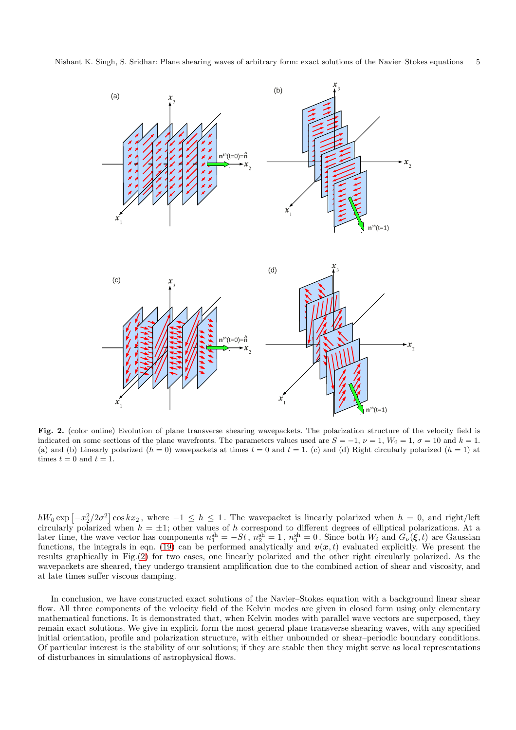**Fig. 2.** (color online) Evolution of plane transverse shearing wavepackets. The polarization structure of the velocity field is indicated on some sections of the plane wavefronts. The parameters values used are $S = -1$, $\nu = 1$, $W_0 = 1$, $\sigma = 10$ and $k = 1$. (a) and (b) Linearly polarized ($h = 0$) wavepackets at times $t = 0$ and $t = 1$. (c) and (d) Right circularly polarized ($h = 1$) at times $t = 0$ and $t = 1$.

$hW_0 \exp\left[-x_2^2/2\sigma^2\right] \cos kx_2$, where $-1 \leq h \leq 1$. The wavepacket is linearly polarized when $h = 0$, and right/left circularly polarized when $h = \pm 1$; other values of $h$ correspond to different degrees of elliptical polarizations. At a later time, the wave vector has components $n_1^{\rm sh} = -St$, $n_2^{\rm sh} = 1$, $n_3^{\rm sh} = 0$. Since both $W_i$ and $G_\nu(\boldsymbol{\xi}, t)$ are Gaussian functions, the integrals in eqn. (19) can be performed analytically and $\boldsymbol{v}(\boldsymbol{x}, t)$ evaluated explicitly. We present the results graphically in Fig.(2) for two cases, one linearly polarized and the other right circularly polarized. As the wavepackets are sheared, they undergo transient amplification due to the combined action of shear and viscosity, and at late times suffer viscous damping.

In conclusion, we have constructed exact solutions of the Navier–Stokes equation with a background linear shear flow. All three components of the velocity field of the Kelvin modes are given in closed form using only elementary mathematical functions. It is demonstrated that, when Kelvin modes with parallel wave vectors are superposed, they remain exact solutions. We give in explicit form the most general plane transverse shearing waves, with any specified initial orientation, profile and polarization structure, with either unbounded or shear–periodic boundary conditions. Of particular interest is the stability of our solutions; if they are stable then they might serve as local representations of disturbances in simulations of astrophysical flows.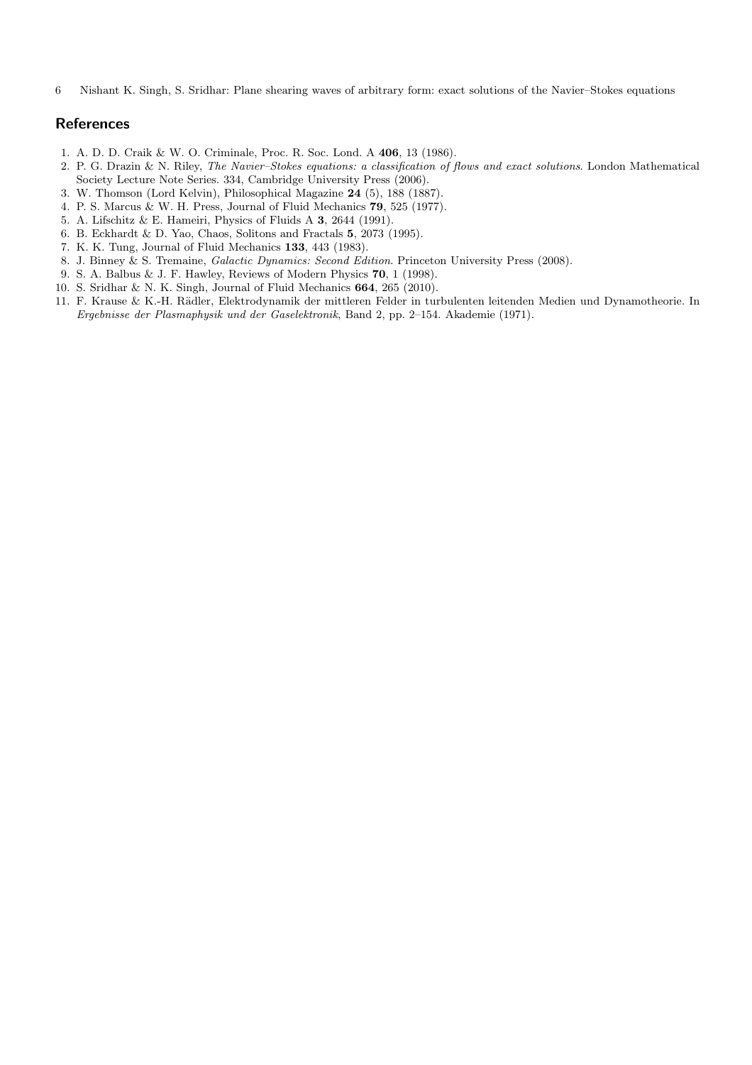## References

1. A. D. D. Craik & W. O. Criminale, Proc. R. Soc. Lond. A **406**, 13 (1986).
2. P. G. Drazin & N. Riley, *The Navier–Stokes equations: a classification of flows and exact solutions*. London Mathematical Society Lecture Note Series. 334, Cambridge University Press (2006).
3. W. Thomson (Lord Kelvin), Philosophical Magazine **24** (5), 188 (1887).
4. P. S. Marcus & W. H. Press, Journal of Fluid Mechanics **79**, 525 (1977).
5. A. Lifschitz & E. Hameiri, Physics of Fluids A **3**, 2644 (1991).
6. B. Eckhardt & D. Yao, Chaos, Solitons and Fractals **5**, 2073 (1995).
7. K. K. Tung, Journal of Fluid Mechanics **133**, 443 (1983).
8. J. Binney & S. Tremaine, *Galactic Dynamics: Second Edition*. Princeton University Press (2008).
9. S. A. Balbus & J. F. Hawley, Reviews of Modern Physics **70**, 1 (1998).
10. S. Sridhar & N. K. Singh, Journal of Fluid Mechanics **664**, 265 (2010).
11. F. Krause & K.-H. Rädler, Elektrodynamik der mittleren Felder in turbulenten leitenden Medien und Dynamotheorie. In *Ergebnisse der Plasmaphysik und der Gaselektronik*, Band 2, pp. 2–154. Akademie (1971).